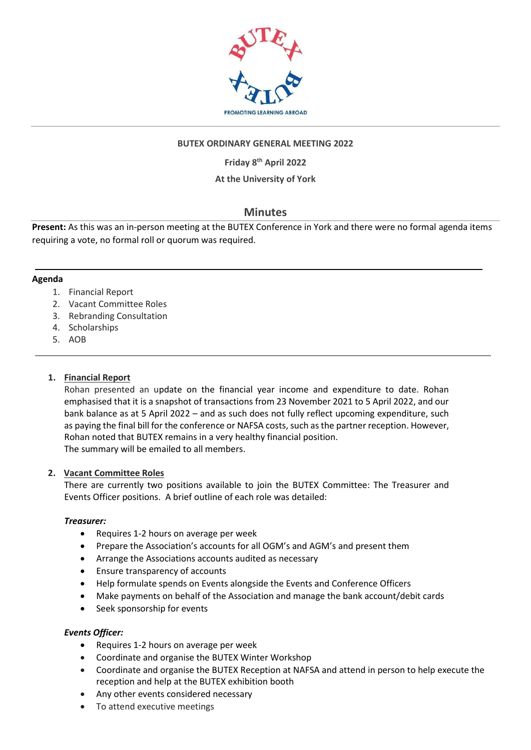PROMOTING LEARNING ABROAD

**BUTEX ORDINARY GENERAL MEETING 2022**

**Friday 8th April 2022**

**At the University of York**

## Minutes

**Present:** As this was an in-person meeting at the BUTEX Conference in York and there were no formal agenda items requiring a vote, no formal roll or quorum was required.

---

**Agenda**

1. Financial Report
2. Vacant Committee Roles
3. Rebranding Consultation
4. Scholarships
5. AOB

---

1. **Financial Report**

   Rohan presented an update on the financial year income and expenditure to date. Rohan emphasised that it is a snapshot of transactions from 23 November 2021 to 5 April 2022, and our bank balance as at 5 April 2022 – and as such does not fully reflect upcoming expenditure, such as paying the final bill for the conference or NAFSA costs, such as the partner reception. However, Rohan noted that BUTEX remains in a very healthy financial position.
   The summary will be emailed to all members.

2. **Vacant Committee Roles**

   There are currently two positions available to join the BUTEX Committee: The Treasurer and Events Officer positions. A brief outline of each role was detailed:

   ***Treasurer:***
   - Requires 1-2 hours on average per week
   - Prepare the Association's accounts for all OGM's and AGM's and present them
   - Arrange the Associations accounts audited as necessary
   - Ensure transparency of accounts
   - Help formulate spends on Events alongside the Events and Conference Officers
   - Make payments on behalf of the Association and manage the bank account/debit cards
   - Seek sponsorship for events

   ***Events Officer:***
   - Requires 1-2 hours on average per week
   - Coordinate and organise the BUTEX Winter Workshop
   - Coordinate and organise the BUTEX Reception at NAFSA and attend in person to help execute the reception and help at the BUTEX exhibition booth
   - Any other events considered necessary
   - To attend executive meetings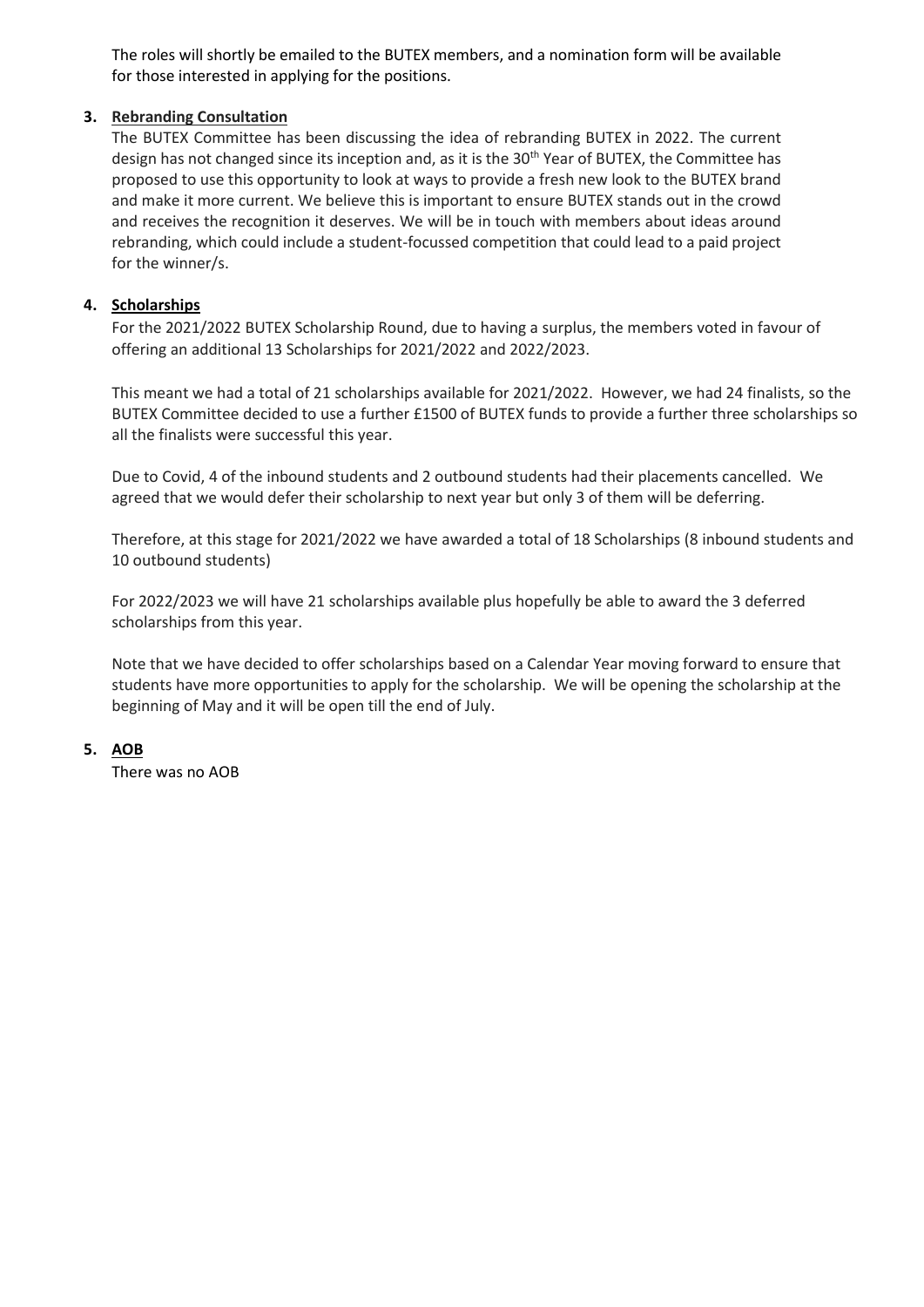The roles will shortly be emailed to the BUTEX members, and a nomination form will be available for those interested in applying for the positions.

3. **Rebranding Consultation**

   The BUTEX Committee has been discussing the idea of rebranding BUTEX in 2022. The current design has not changed since its inception and, as it is the 30th Year of BUTEX, the Committee has proposed to use this opportunity to look at ways to provide a fresh new look to the BUTEX brand and make it more current. We believe this is important to ensure BUTEX stands out in the crowd and receives the recognition it deserves. We will be in touch with members about ideas around rebranding, which could include a student-focussed competition that could lead to a paid project for the winner/s.

4. **Scholarships**

   For the 2021/2022 BUTEX Scholarship Round, due to having a surplus, the members voted in favour of offering an additional 13 Scholarships for 2021/2022 and 2022/2023.

   This meant we had a total of 21 scholarships available for 2021/2022. However, we had 24 finalists, so the BUTEX Committee decided to use a further £1500 of BUTEX funds to provide a further three scholarships so all the finalists were successful this year.

   Due to Covid, 4 of the inbound students and 2 outbound students had their placements cancelled. We agreed that we would defer their scholarship to next year but only 3 of them will be deferring.

   Therefore, at this stage for 2021/2022 we have awarded a total of 18 Scholarships (8 inbound students and 10 outbound students)

   For 2022/2023 we will have 21 scholarships available plus hopefully be able to award the 3 deferred scholarships from this year.

   Note that we have decided to offer scholarships based on a Calendar Year moving forward to ensure that students have more opportunities to apply for the scholarship. We will be opening the scholarship at the beginning of May and it will be open till the end of July.

5. **AOB**

   There was no AOB